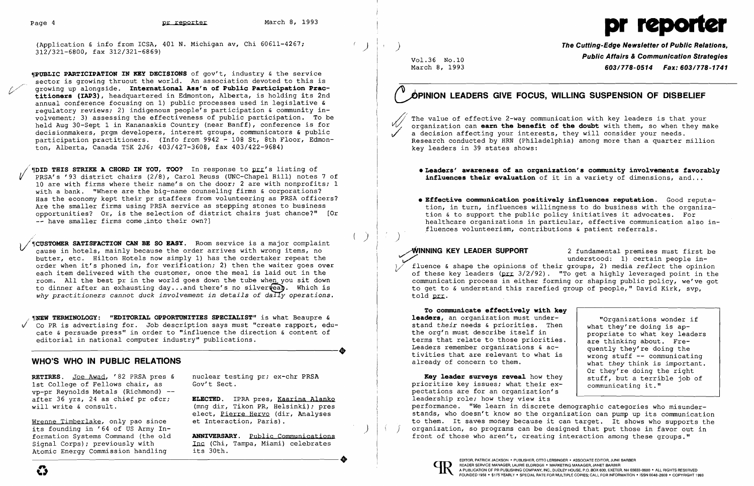(Application & info from ICSA, 401 N. Michigan av, Chi 60611-4267; 312/321-6800, fax 312/321-6869)

**PUBLIC PARTICIPATION IN KEY DECISIONS** of gov't, industry & the service sector is growing thruout the world. An association devoted to this is growing up alongside. **International Ass'n of Public Participation Practitioners (IAP3)**, headquartered in Edmonton, Alberta, is holding its 2nd annual conference focusing on 1) public processes used in legislative & regulatory reviews; 2) indigenous people's participation & community involvement; 3) assessing the effectiveness of public participation. To be held Aug 30-Sept 1 in Kananaskis Country (near Banff), conference is for decisionmakers, prgm developers, interest groups, communicators & public participation practitioners. (Info from 9942 - 108 St, 8th Floor, Edmonton, Alberta, Canada T5K 2J6; 403/427-3608, fax 403/422-9684)

**DID THIS STRIKE A CHORD IN YOU, TOO?** In response to prr's listing of PRSA's '93 district chairs (2/8), Carol Reuss (UNC-Chapel Hill) notes 7 of 10 are with firms where their name's on the door; 2 are with nonprofits; 1 with a bank. "Where are the big-name counseling firms & corporations? Has the economy kept their pr staffers from volunteering as PRSA officers? Are the smaller firms using PRSA service as stepping stones to business opportunities? Or, is the selection of district chairs just chance?" [Or -- have smaller firms come into their own?]

**CUSTOMER SATISFACTION CAN BE SO EASY.** Room service is a major complaint cause in hotels, mainly because the order arrives with wrong items, no butter, etc. Hilton Hotels now simply 1) has the ordertaker repeat the order when it's phoned in, for verification; 2) then the waiter goes over each item delivered with the customer, once the meal is laid out in the room. All the best pr in the world goes down the tube when you sit down to dinner after an exhausting day...and there's no silverwear. Which is *why practitioners cannot duck involvement in details of daily operations.*

**NEW TERMINOLOGY: "EDITORIAL OPPORTUNITIES SPECIALIST"** is what Beaupre & Co PR is advertising for. Job description says must "create rapport, educate & persuade press" in order to "influence the direction & content of editorial in national computer industry" publications.

## WHO'S WHO IN PUBLIC RELATIONS

**RETIRES.** Joe Awad, '82 PRSA pres & 1st College of Fellows chair, as vp-pr Reynolds Metals (Richmond) -- after 36 yrs, 24 as chief pr ofcr; will write & consult.

Wrenne Timberlake, only pao since its founding in '64 of US Army Information Systems Command (the old Signal Corps); previously with Atomic Energy Commission handling nuclear testing pr; ex-chr PRSA Gov't Sect.

**ELECTED.** IPRA pres, Kaarina Alanko (mng dir, Tikon PR, Helsinki); pres elect, Pierre Hervo (dir, Analyses et Interaction, Paris).

**ANNIVERSARY.** Public Communications Inc (Chi, Tampa, Miami) celebrates its 30th.

# pr reporter

**The Cutting-Edge Newsletter of Public Relations, Public Affairs & Communication Strategies**
**603/778-0514 Fax: 603/778-1741**

Vol.36 No.10
March 8, 1993

## OPINION LEADERS GIVE FOCUS, WILLING SUSPENSION OF DISBELIEF

The value of effective 2-way communication with key leaders is that your organization can **earn the benefit of the doubt** with them, so when they make a decision affecting your interests, they will consider your needs. Research conducted by HRN (Philadelphia) among more than a quarter million key leaders in 39 states shows:

- **Leaders' awareness of an organization's community involvements favorably influences their evaluation** of it in a variety of dimensions, and...

- **Effective communication positively influences reputation.** Good reputation, in turn, influences willingness to do business with the organization & to support the public policy initiatives it advocates. For healthcare organizations in particular, effective communication also influences volunteerism, contributions & patient referrals.

### WINNING KEY LEADER SUPPORT

2 fundamental premises must first be understood: 1) certain people influence & shape the opinions of their groups, 2) media *reflect* the opinion of these key leaders (prr 3/2/92). "To get a highly leveraged point in the communication process in either forming or shaping public policy, we've got to get to & understand this rarefied group of people," David Kirk, svp, told prr.

**To communicate effectively with key leaders**, an organization must understand *their* needs & priorities. Then the org'n must describe itself in terms that relate to those priorities. Leaders remember organizations & activities that are relevant to what is already of concern to them.

> "Organizations wonder if what they're doing is appropriate to what key leaders are thinking about. Frequently they're doing the wrong stuff -- communicating what *they* think is important. Or they're doing the right stuff, but a terrible job of communicating it."

**Key leader surveys reveal** how they prioritize key issues; what their expectations are for an organization's leadership role; how they view its performance. "We learn in discrete demographic categories who misunderstands, who doesn't know so the organization can pump up its communication to them. It saves money because it can target. It shows who supports the organization, so programs can be designed that put those in favor out in front of those who aren't, creating interaction among these groups."

EDITOR, PATRICK JACKSON • PUBLISHER, OTTO LERBINGER • ASSOCIATE EDITOR, JUNE BARBER
READER SERVICE MANAGER, LAURIE ELDRIDGE • MARKETING MANAGER, JANET BARBER
A PUBLICATION OF PR PUBLISHING COMPANY, INC., DUDLEY HOUSE, P.O. BOX 600, EXETER, NH 03833-0600 • ALL RIGHTS RESERVED
FOUNDED 1958 • $175 YEARLY • SPECIAL RATE FOR MULTIPLE COPIES; CALL FOR INFORMATION • ISSN 0048-2609 • COPYRIGHT 1993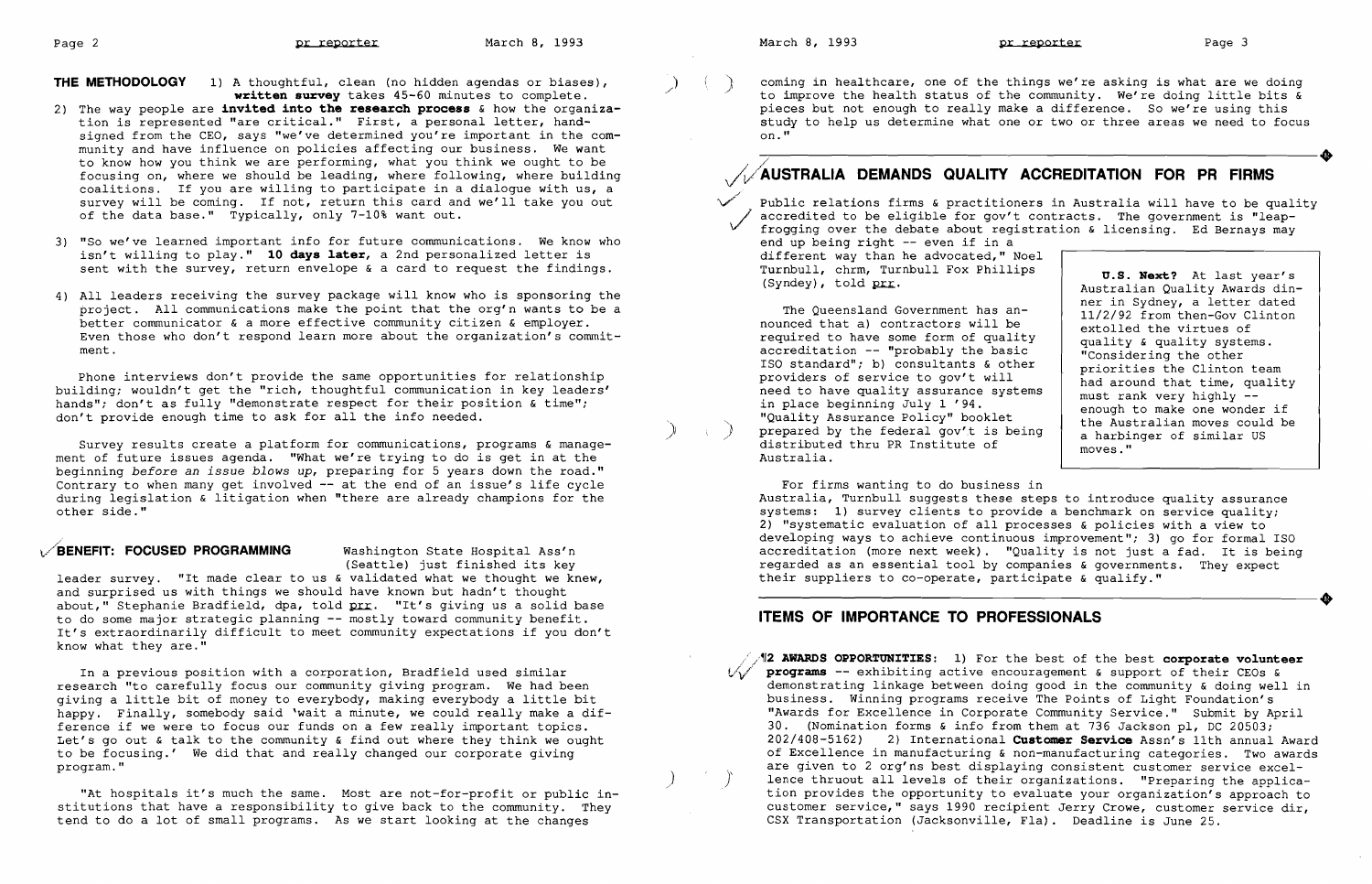## THE METHODOLOGY

1) A thoughtful, clean (no hidden agendas or biases), **written survey** takes 45-60 minutes to complete.

2) The way people are **invited into the research process** & how the organization is represented "are critical." First, a personal letter, hand-signed from the CEO, says "we've determined you're important in the community and have influence on policies affecting our business. We want to know how you think we are performing, what you think we ought to be focusing on, where we should be leading, where following, where building coalitions. If you are willing to participate in a dialogue with us, a survey will be coming. If not, return this card and we'll take you out of the data base." Typically, only 7-10% want out.

3) "So we've learned important info for future communications. We know who isn't willing to play." **10 days later**, a 2nd personalized letter is sent with the survey, return envelope & a card to request the findings.

4) All leaders receiving the survey package will know who is sponsoring the project. All communications make the point that the org'n wants to be a better communicator & a more effective community citizen & employer. Even those who don't respond learn more about the organization's commitment.

Phone interviews don't provide the same opportunities for relationship building; wouldn't get the "rich, thoughtful communication in key leaders' hands"; don't as fully "demonstrate respect for their position & time"; don't provide enough time to ask for all the info needed.

Survey results create a platform for communications, programs & management of future issues agenda. "What we're trying to do is get in at the beginning *before an issue blows up*, preparing for 5 years down the road." Contrary to when many get involved -- at the end of an issue's life cycle during legislation & litigation when "there are already champions for the other side."

## BENEFIT: FOCUSED PROGRAMMING

Washington State Hospital Ass'n (Seattle) just finished its key leader survey. "It made clear to us & validated what we thought we knew, and surprised us with things we should have known but hadn't thought about," Stephanie Bradfield, dpa, told prr. "It's giving us a solid base to do some major strategic planning -- mostly toward community benefit. It's extraordinarily difficult to meet community expectations if you don't know what they are."

In a previous position with a corporation, Bradfield used similar research "to carefully focus our community giving program. We had been giving a little bit of money to everybody, making everybody a little bit happy. Finally, somebody said 'wait a minute, we could really make a difference if we were to focus our funds on a few really important topics. Let's go out & talk to the community & find out where they think we ought to be focusing.' We did that and really changed our corporate giving program."

"At hospitals it's much the same. Most are not-for-profit or public institutions that have a responsibility to give back to the community. They tend to do a lot of small programs. As we start looking at the changes coming in healthcare, one of the things we're asking is what are we doing to improve the health status of the community. We're doing little bits & pieces but not enough to really make a difference. So we're using this study to help us determine what one or two or three areas we need to focus on."

## AUSTRALIA DEMANDS QUALITY ACCREDITATION FOR PR FIRMS

Public relations firms & practitioners in Australia will have to be quality accredited to be eligible for gov't contracts. The government is "leap-frogging over the debate about registration & licensing. Ed Bernays may end up being right -- even if in a different way than he advocated," Noel Turnbull, chrm, Turnbull Fox Phillips (Syndey), told prr.

The Queensland Government has announced that a) contractors will be required to have some form of quality accreditation -- "probably the basic ISO standard"; b) consultants & other providers of service to gov't will need to have quality assurance systems in place beginning July 1 '94. "Quality Assurance Policy" booklet prepared by the federal gov't is being distributed thru PR Institute of Australia.

> **U.S. Next?** At last year's Australian Quality Awards dinner in Sydney, a letter dated 11/2/92 from then-Gov Clinton extolled the virtues of quality & quality systems. "Considering the other priorities the Clinton team had around that time, quality must rank very highly -- enough to make one wonder if the Australian moves could be a harbinger of similar US moves."

For firms wanting to do business in Australia, Turnbull suggests these steps to introduce quality assurance systems: 1) survey clients to provide a benchmark on service quality; 2) "systematic evaluation of all processes & policies with a view to developing ways to achieve continuous improvement"; 3) go for formal ISO accreditation (more next week). "Quality is not just a fad. It is being regarded as an essential tool by companies & governments. They expect their suppliers to co-operate, participate & qualify."

## ITEMS OF IMPORTANCE TO PROFESSIONALS

¶**2 AWARDS OPPORTUNITIES**: 1) For the best of the best **corporate volunteer programs** -- exhibiting active encouragement & support of their CEOs & demonstrating linkage between doing good in the community & doing well in business. Winning programs receive The Points of Light Foundation's "Awards for Excellence in Corporate Community Service." Submit by April 30. (Nomination forms & info from them at 736 Jackson pl, DC 20503; 202/408-5162) 2) International **Customer Service** Assn's 11th annual Award of Excellence in manufacturing & non-manufacturing categories. Two awards are given to 2 org'ns best displaying consistent customer service excellence thruout all levels of their organizations. "Preparing the application provides the opportunity to evaluate your organization's approach to customer service," says 1990 recipient Jerry Crowe, customer service dir, CSX Transportation (Jacksonville, Fla). Deadline is June 25.